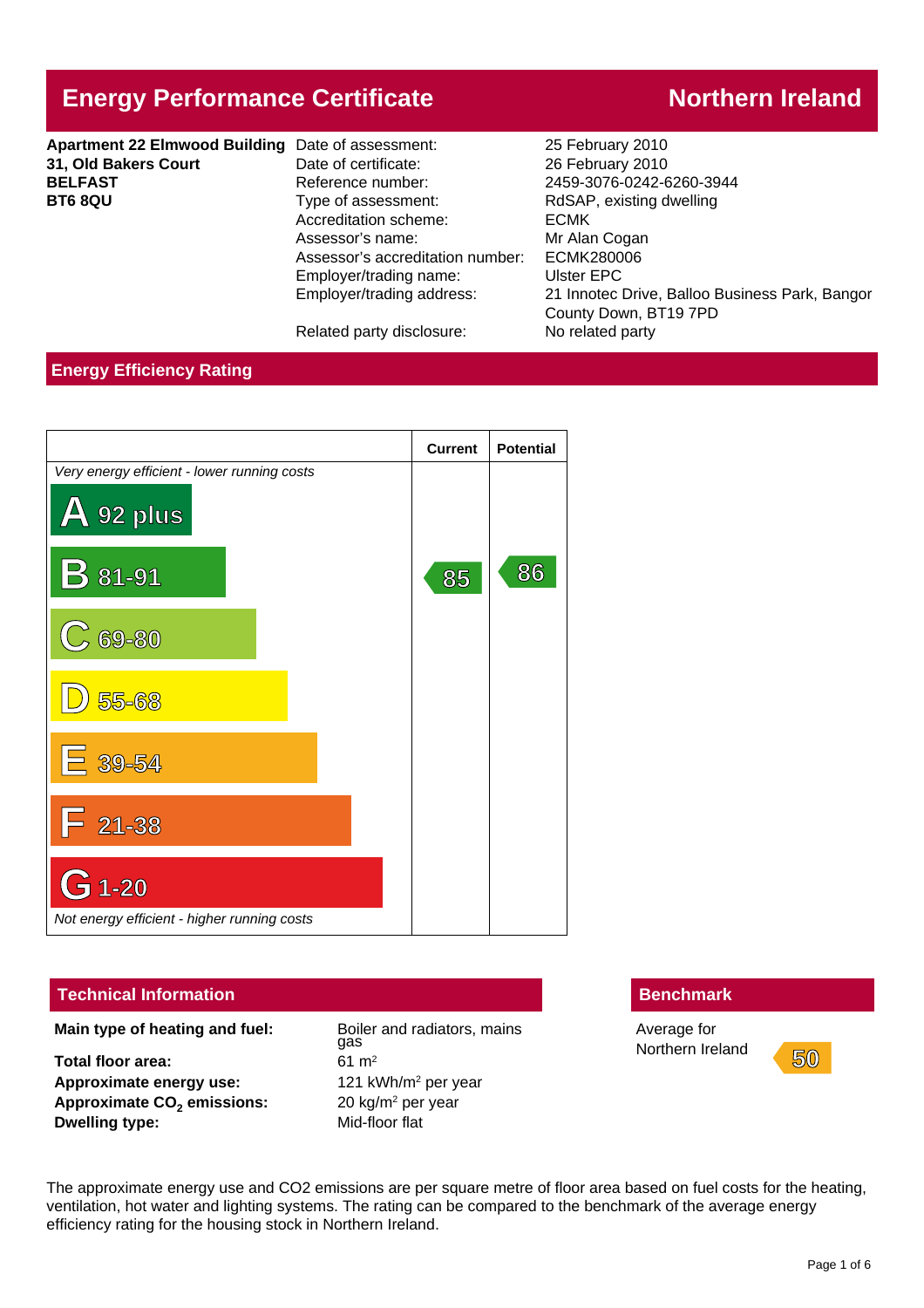# Energy Performance Certificate — Northern Ireland

**Apartment 22 Elmwood Building**
**31, Old Bakers Court**
**BELFAST**
**BT6 8QU**

| | |
|---|---|
| Date of assessment: | 25 February 2010 |
| Date of certificate: | 26 February 2010 |
| Reference number: | 2459-3076-0242-6260-3944 |
| Type of assessment: | RdSAP, existing dwelling |
| Accreditation scheme: | ECMK |
| Assessor's name: | Mr Alan Cogan |
| Assessor's accreditation number: | ECMK280006 |
| Employer/trading name: | Ulster EPC |
| Employer/trading address: | 21 Innotec Drive, Balloo Business Park, Bangor County Down, BT19 7PD |
| Related party disclosure: | No related party |

## Energy Efficiency Rating

| | Current | Potential |
|---|---|---|
| *Very energy efficient - lower running costs* | | |
| A 92 plus | | |
| B 81-91 | 85 | 86 |
| C 69-80 | | |
| D 55-68 | | |
| E 39-54 | | |
| F 21-38 | | |
| G 1-20 | | |
| *Not energy efficient - higher running costs* | | |

## Technical Information

| | |
|---|---|
| **Main type of heating and fuel:** | Boiler and radiators, mains gas |
| **Total floor area:** | 61 m$^2$ |
| **Approximate energy use:** | 121 kWh/m$^2$ per year |
| **Approximate $CO_2$ emissions:** | 20 kg/m$^2$ per year |
| **Dwelling type:** | Mid-floor flat |

## Benchmark

Average for Northern Ireland: 50

The approximate energy use and CO2 emissions are per square metre of floor area based on fuel costs for the heating, ventilation, hot water and lighting systems. The rating can be compared to the benchmark of the average energy efficiency rating for the housing stock in Northern Ireland.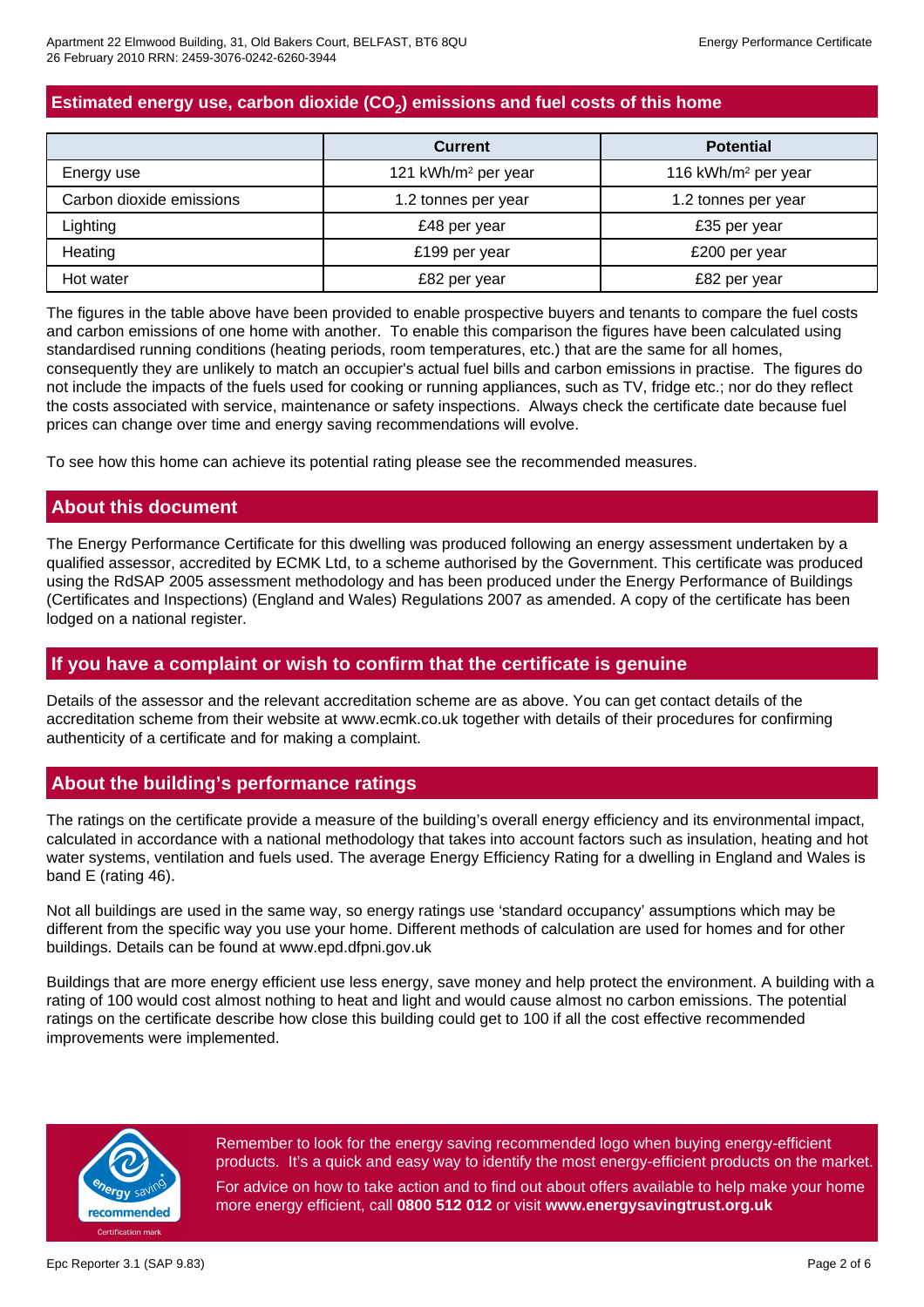## Estimated energy use, carbon dioxide ($CO_2$) emissions and fuel costs of this home

| | Current | Potential |
|---|---|---|
| Energy use | 121 kWh/m² per year | 116 kWh/m² per year |
| Carbon dioxide emissions | 1.2 tonnes per year | 1.2 tonnes per year |
| Lighting | £48 per year | £35 per year |
| Heating | £199 per year | £200 per year |
| Hot water | £82 per year | £82 per year |

The figures in the table above have been provided to enable prospective buyers and tenants to compare the fuel costs and carbon emissions of one home with another. To enable this comparison the figures have been calculated using standardised running conditions (heating periods, room temperatures, etc.) that are the same for all homes, consequently they are unlikely to match an occupier's actual fuel bills and carbon emissions in practise. The figures do not include the impacts of the fuels used for cooking or running appliances, such as TV, fridge etc.; nor do they reflect the costs associated with service, maintenance or safety inspections. Always check the certificate date because fuel prices can change over time and energy saving recommendations will evolve.

To see how this home can achieve its potential rating please see the recommended measures.

## About this document

The Energy Performance Certificate for this dwelling was produced following an energy assessment undertaken by a qualified assessor, accredited by ECMK Ltd, to a scheme authorised by the Government. This certificate was produced using the RdSAP 2005 assessment methodology and has been produced under the Energy Performance of Buildings (Certificates and Inspections) (England and Wales) Regulations 2007 as amended. A copy of the certificate has been lodged on a national register.

## If you have a complaint or wish to confirm that the certificate is genuine

Details of the assessor and the relevant accreditation scheme are as above. You can get contact details of the accreditation scheme from their website at www.ecmk.co.uk together with details of their procedures for confirming authenticity of a certificate and for making a complaint.

## About the building's performance ratings

The ratings on the certificate provide a measure of the building's overall energy efficiency and its environmental impact, calculated in accordance with a national methodology that takes into account factors such as insulation, heating and hot water systems, ventilation and fuels used. The average Energy Efficiency Rating for a dwelling in England and Wales is band E (rating 46).

Not all buildings are used in the same way, so energy ratings use 'standard occupancy' assumptions which may be different from the specific way you use your home. Different methods of calculation are used for homes and for other buildings. Details can be found at www.epd.dfpni.gov.uk

Buildings that are more energy efficient use less energy, save money and help protect the environment. A building with a rating of 100 would cost almost nothing to heat and light and would cause almost no carbon emissions. The potential ratings on the certificate describe how close this building could get to 100 if all the cost effective recommended improvements were implemented.

Remember to look for the energy saving recommended logo when buying energy-efficient products. It's a quick and easy way to identify the most energy-efficient products on the market.

For advice on how to take action and to find out about offers available to help make your home more energy efficient, call **0800 512 012** or visit **www.energysavingtrust.org.uk**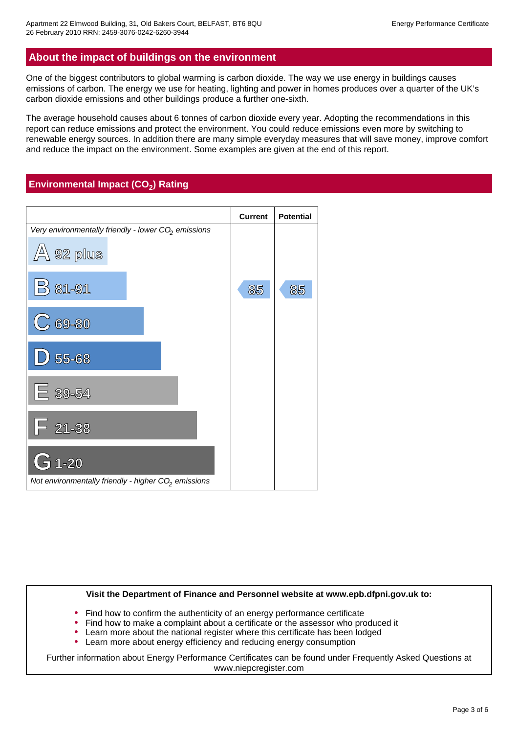## About the impact of buildings on the environment

One of the biggest contributors to global warming is carbon dioxide. The way we use energy in buildings causes emissions of carbon. The energy we use for heating, lighting and power in homes produces over a quarter of the UK's carbon dioxide emissions and other buildings produce a further one-sixth.

The average household causes about 6 tonnes of carbon dioxide every year. Adopting the recommendations in this report can reduce emissions and protect the environment. You could reduce emissions even more by switching to renewable energy sources. In addition there are many simple everyday measures that will save money, improve comfort and reduce the impact on the environment. Some examples are given at the end of this report.

## Environmental Impact ($CO_2$) Rating

| | Current | Potential |
|---|---|---|
| *Very environmentally friendly - lower $CO_2$ emissions* | | |
| A 92 plus | | |
| B 81-91 | 85 | 85 |
| C 69-80 | | |
| D 55-68 | | |
| E 39-54 | | |
| F 21-38 | | |
| G 1-20 | | |
| *Not environmentally friendly - higher $CO_2$ emissions* | | |

**Visit the Department of Finance and Personnel website at www.epb.dfpni.gov.uk to:**

- Find how to confirm the authenticity of an energy performance certificate
- Find how to make a complaint about a certificate or the assessor who produced it
- Learn more about the national register where this certificate has been lodged
- Learn more about energy efficiency and reducing energy consumption

Further information about Energy Performance Certificates can be found under Frequently Asked Questions at www.niepcregister.com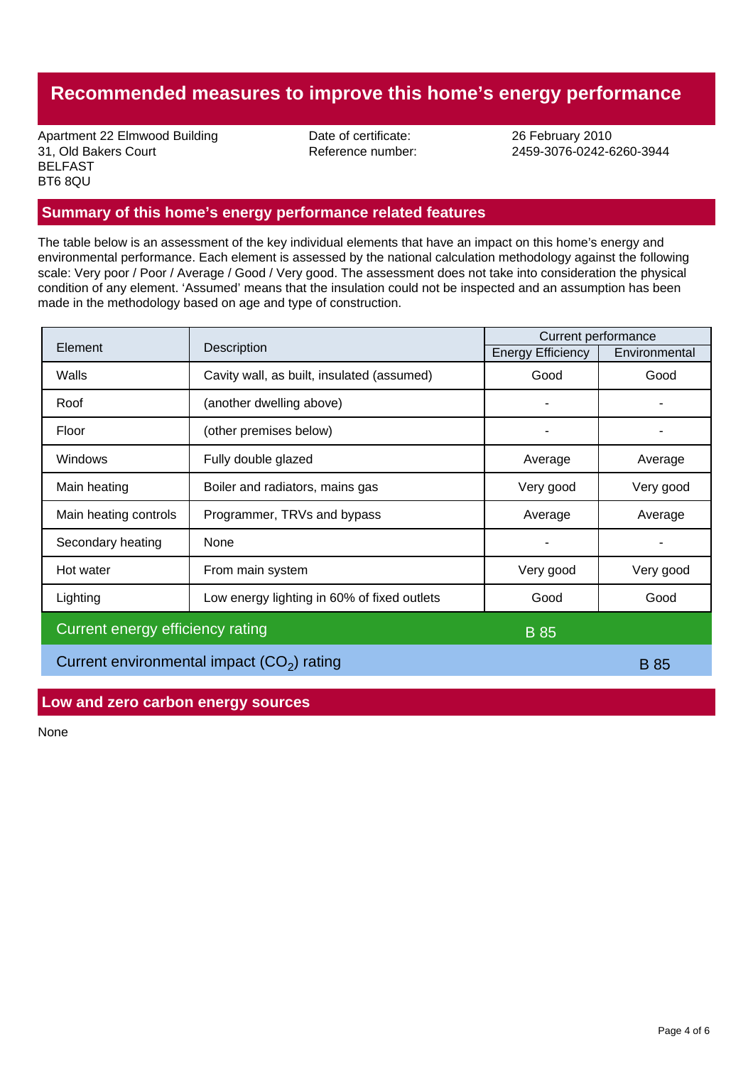# Recommended measures to improve this home's energy performance

Apartment 22 Elmwood Building
31, Old Bakers Court
BELFAST
BT6 8QU

Date of certificate: 26 February 2010
Reference number: 2459-3076-0242-6260-3944

## Summary of this home's energy performance related features

The table below is an assessment of the key individual elements that have an impact on this home's energy and environmental performance. Each element is assessed by the national calculation methodology against the following scale: Very poor / Poor / Average / Good / Very good. The assessment does not take into consideration the physical condition of any element. 'Assumed' means that the insulation could not be inspected and an assumption has been made in the methodology based on age and type of construction.

| Element | Description | Current performance | |
|---|---|---|---|
| | | Energy Efficiency | Environmental |
| Walls | Cavity wall, as built, insulated (assumed) | Good | Good |
| Roof | (another dwelling above) | - | - |
| Floor | (other premises below) | - | - |
| Windows | Fully double glazed | Average | Average |
| Main heating | Boiler and radiators, mains gas | Very good | Very good |
| Main heating controls | Programmer, TRVs and bypass | Average | Average |
| Secondary heating | None | - | - |
| Hot water | From main system | Very good | Very good |
| Lighting | Low energy lighting in 60% of fixed outlets | Good | Good |
| Current energy efficiency rating | | B 85 | |
| Current environmental impact ($CO_2$) rating | | | B 85 |

## Low and zero carbon energy sources

None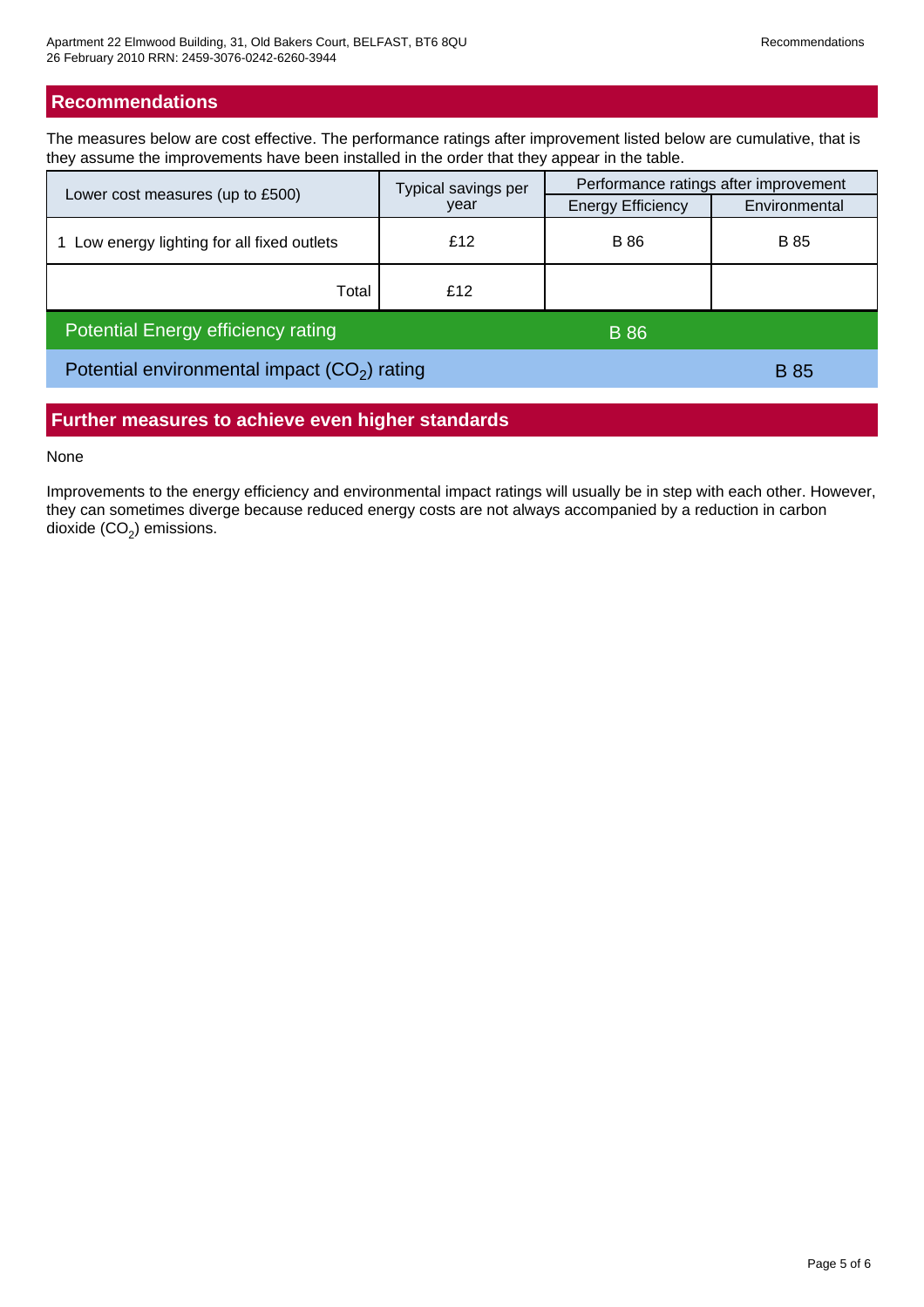## Recommendations

The measures below are cost effective. The performance ratings after improvement listed below are cumulative, that is they assume the improvements have been installed in the order that they appear in the table.

| Lower cost measures (up to £500) | Typical savings per year | Performance ratings after improvement | |
|---|---|---|---|
| | | Energy Efficiency | Environmental |
| 1 Low energy lighting for all fixed outlets | £12 | B 86 | B 85 |
| Total | £12 | | |
| Potential Energy efficiency rating | | B 86 | |
| Potential environmental impact ($CO_2$) rating | | | B 85 |

## Further measures to achieve even higher standards

None

Improvements to the energy efficiency and environmental impact ratings will usually be in step with each other. However, they can sometimes diverge because reduced energy costs are not always accompanied by a reduction in carbon dioxide ($CO_2$) emissions.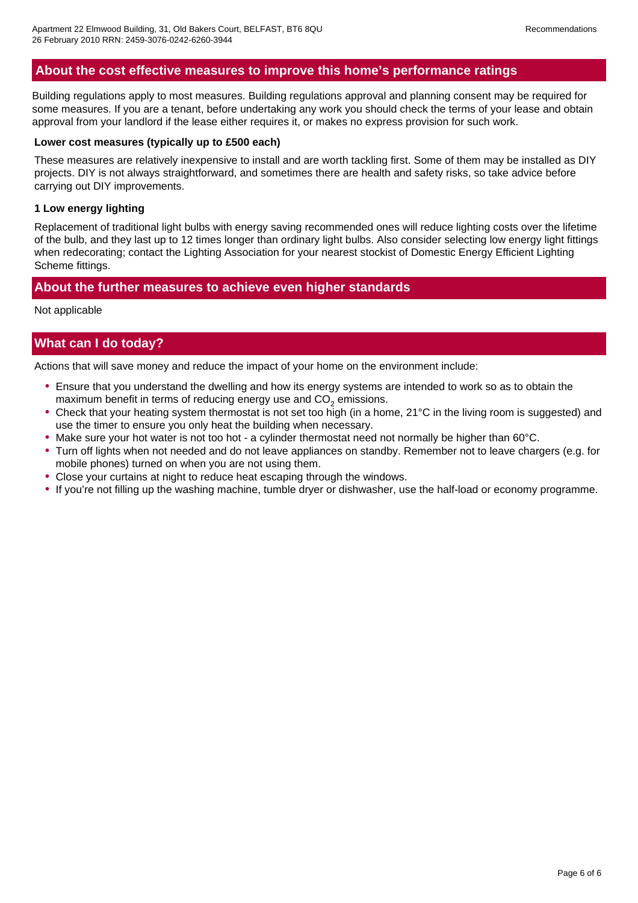## About the cost effective measures to improve this home's performance ratings

Building regulations apply to most measures. Building regulations approval and planning consent may be required for some measures. If you are a tenant, before undertaking any work you should check the terms of your lease and obtain approval from your landlord if the lease either requires it, or makes no express provision for such work.

**Lower cost measures (typically up to £500 each)**

These measures are relatively inexpensive to install and are worth tackling first. Some of them may be installed as DIY projects. DIY is not always straightforward, and sometimes there are health and safety risks, so take advice before carrying out DIY improvements.

**1 Low energy lighting**

Replacement of traditional light bulbs with energy saving recommended ones will reduce lighting costs over the lifetime of the bulb, and they last up to 12 times longer than ordinary light bulbs. Also consider selecting low energy light fittings when redecorating; contact the Lighting Association for your nearest stockist of Domestic Energy Efficient Lighting Scheme fittings.

## About the further measures to achieve even higher standards

Not applicable

## What can I do today?

Actions that will save money and reduce the impact of your home on the environment include:

- Ensure that you understand the dwelling and how its energy systems are intended to work so as to obtain the maximum benefit in terms of reducing energy use and $CO_2$ emissions.
- Check that your heating system thermostat is not set too high (in a home, 21°C in the living room is suggested) and use the timer to ensure you only heat the building when necessary.
- Make sure your hot water is not too hot - a cylinder thermostat need not normally be higher than 60°C.
- Turn off lights when not needed and do not leave appliances on standby. Remember not to leave chargers (e.g. for mobile phones) turned on when you are not using them.
- Close your curtains at night to reduce heat escaping through the windows.
- If you're not filling up the washing machine, tumble dryer or dishwasher, use the half-load or economy programme.